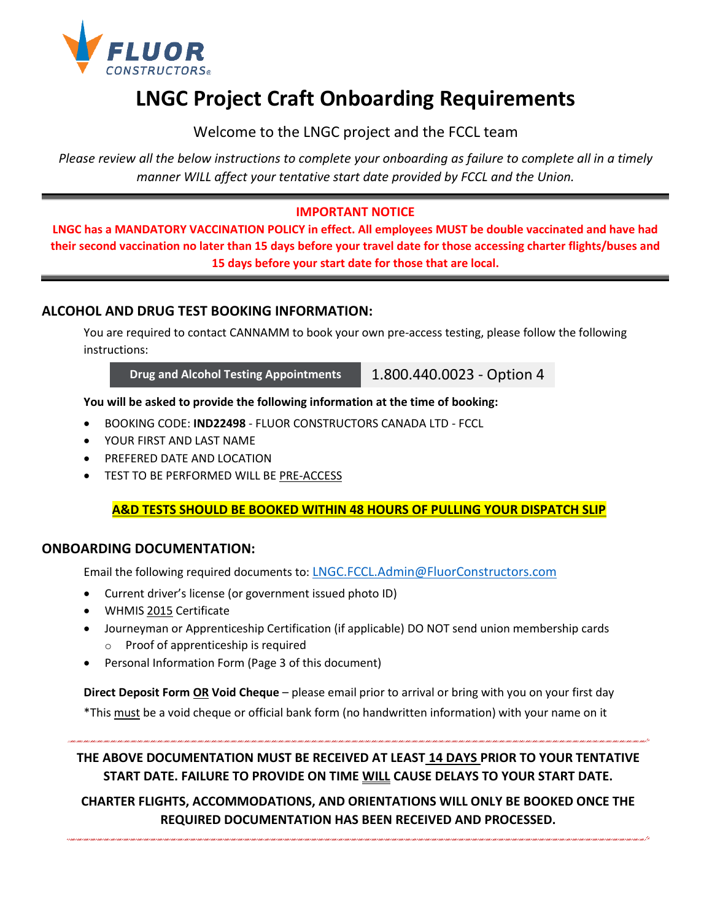FLUOR CONSTRUCTORS®

# LNGC Project Craft Onboarding Requirements

Welcome to the LNGC project and the FCCL team

*Please review all the below instructions to complete your onboarding as failure to complete all in a timely manner WILL affect your tentative start date provided by FCCL and the Union.*

---

**IMPORTANT NOTICE**

**LNGC has a MANDATORY VACCINATION POLICY in effect. All employees MUST be double vaccinated and have had their second vaccination no later than 15 days before your travel date for those accessing charter flights/buses and 15 days before your start date for those that are local.**

---

## ALCOHOL AND DRUG TEST BOOKING INFORMATION:

You are required to contact CANNAMM to book your own pre-access testing, please follow the following instructions:

| Drug and Alcohol Testing Appointments | 1.800.440.0023 - Option 4 |
|---|---|

**You will be asked to provide the following information at the time of booking:**

- BOOKING CODE: **IND22498** - FLUOR CONSTRUCTORS CANADA LTD - FCCL
- YOUR FIRST AND LAST NAME
- PREFERED DATE AND LOCATION
- TEST TO BE PERFORMED WILL BE PRE-ACCESS

**A&D TESTS SHOULD BE BOOKED WITHIN 48 HOURS OF PULLING YOUR DISPATCH SLIP**

## ONBOARDING DOCUMENTATION:

Email the following required documents to: LNGC.FCCL.Admin@FluorConstructors.com

- Current driver's license (or government issued photo ID)
- WHMIS 2015 Certificate
- Journeyman or Apprenticeship Certification (if applicable) DO NOT send union membership cards
  - Proof of apprenticeship is required
- Personal Information Form (Page 3 of this document)

**Direct Deposit Form OR Void Cheque** – please email prior to arrival or bring with you on your first day

*This must be a void cheque or official bank form (no handwritten information) with your name on it

---

**THE ABOVE DOCUMENTATION MUST BE RECEIVED AT LEAST 14 DAYS PRIOR TO YOUR TENTATIVE START DATE. FAILURE TO PROVIDE ON TIME WILL CAUSE DELAYS TO YOUR START DATE.**

**CHARTER FLIGHTS, ACCOMMODATIONS, AND ORIENTATIONS WILL ONLY BE BOOKED ONCE THE REQUIRED DOCUMENTATION HAS BEEN RECEIVED AND PROCESSED.**

---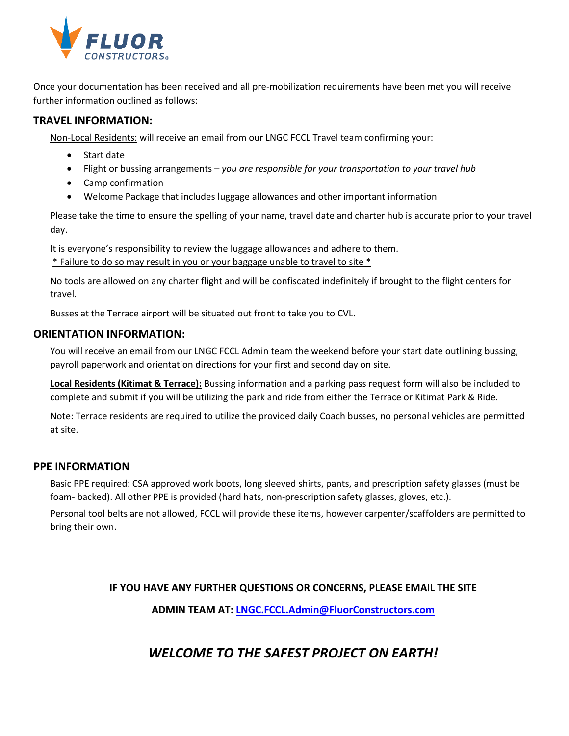Once your documentation has been received and all pre-mobilization requirements have been met you will receive further information outlined as follows:

## TRAVEL INFORMATION:

Non-Local Residents: will receive an email from our LNGC FCCL Travel team confirming your:

- Start date
- Flight or bussing arrangements – *you are responsible for your transportation to your travel hub*
- Camp confirmation
- Welcome Package that includes luggage allowances and other important information

Please take the time to ensure the spelling of your name, travel date and charter hub is accurate prior to your travel day.

It is everyone's responsibility to review the luggage allowances and adhere to them.
* Failure to do so may result in you or your baggage unable to travel to site *

No tools are allowed on any charter flight and will be confiscated indefinitely if brought to the flight centers for travel.

Busses at the Terrace airport will be situated out front to take you to CVL.

## ORIENTATION INFORMATION:

You will receive an email from our LNGC FCCL Admin team the weekend before your start date outlining bussing, payroll paperwork and orientation directions for your first and second day on site.

**Local Residents (Kitimat & Terrace):** Bussing information and a parking pass request form will also be included to complete and submit if you will be utilizing the park and ride from either the Terrace or Kitimat Park & Ride.

Note: Terrace residents are required to utilize the provided daily Coach busses, no personal vehicles are permitted at site.

## PPE INFORMATION

Basic PPE required: CSA approved work boots, long sleeved shirts, pants, and prescription safety glasses (must be foam- backed). All other PPE is provided (hard hats, non-prescription safety glasses, gloves, etc.).

Personal tool belts are not allowed, FCCL will provide these items, however carpenter/scaffolders are permitted to bring their own.

**IF YOU HAVE ANY FURTHER QUESTIONS OR CONCERNS, PLEASE EMAIL THE SITE ADMIN TEAM AT: LNGC.FCCL.Admin@FluorConstructors.com**

***WELCOME TO THE SAFEST PROJECT ON EARTH!***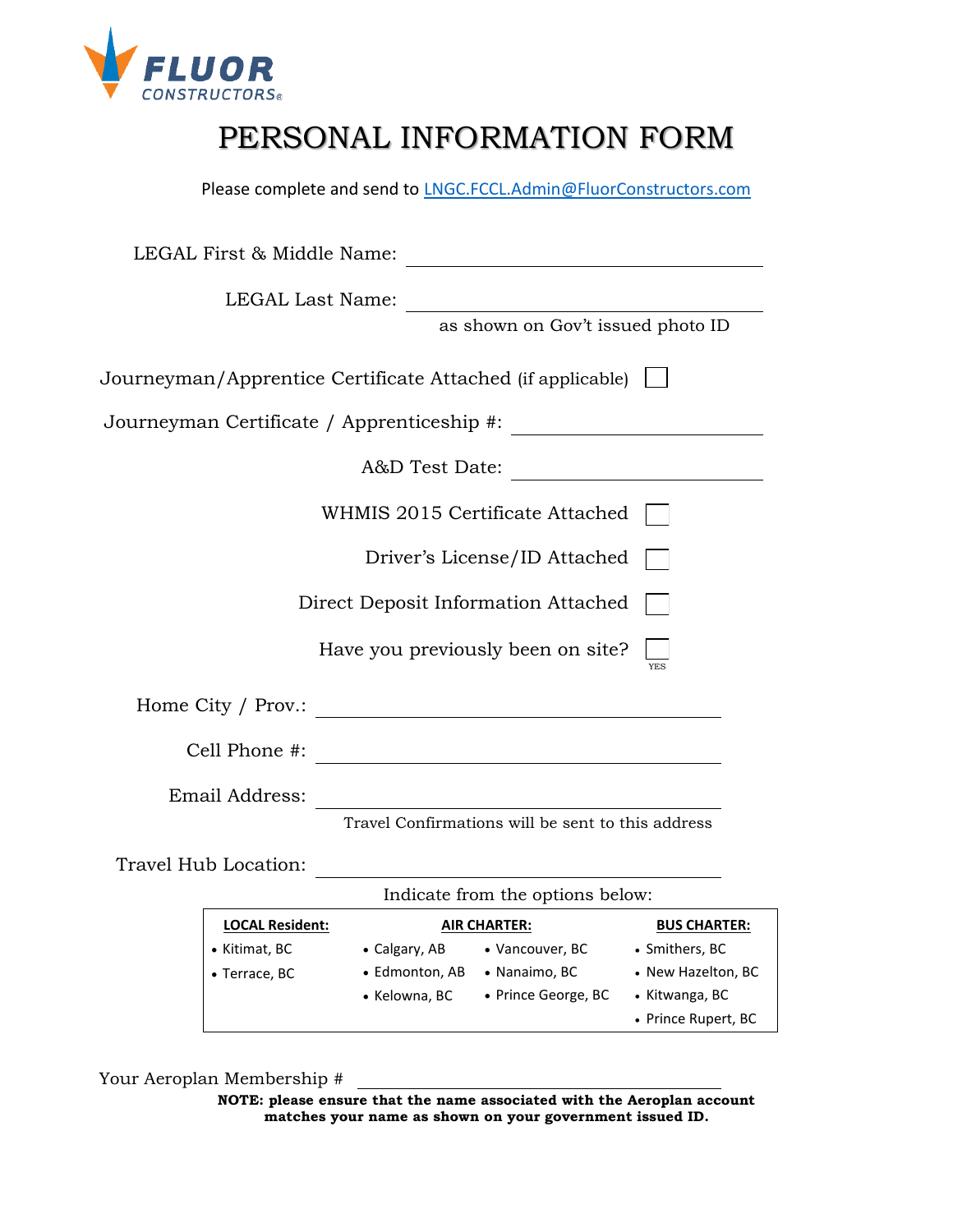FLUOR CONSTRUCTORS®

# PERSONAL INFORMATION FORM

Please complete and send to LNGC.FCCL.Admin@FluorConstructors.com

LEGAL First & Middle Name: ______________________

LEGAL Last Name: ______________________

as shown on Gov't issued photo ID

Journeyman/Apprentice Certificate Attached (if applicable) ☐

Journeyman Certificate / Apprenticeship #: ______________________

A&D Test Date: ______________________

WHMIS 2015 Certificate Attached ☐

Driver's License/ID Attached ☐

Direct Deposit Information Attached ☐

Have you previously been on site? ☐ YES

Home City / Prov.: ______________________

Cell Phone #: ______________________

Email Address: ______________________

Travel Confirmations will be sent to this address

Travel Hub Location: ______________________

Indicate from the options below:

| LOCAL Resident: | AIR CHARTER: | | BUS CHARTER: |
|---|---|---|---|
| • Kitimat, BC | • Calgary, AB | • Vancouver, BC | • Smithers, BC |
| • Terrace, BC | • Edmonton, AB | • Nanaimo, BC | • New Hazelton, BC |
| | • Kelowna, BC | • Prince George, BC | • Kitwanga, BC |
| | | | • Prince Rupert, BC |

Your Aeroplan Membership # ______________________

**NOTE: please ensure that the name associated with the Aeroplan account matches your name as shown on your government issued ID.**